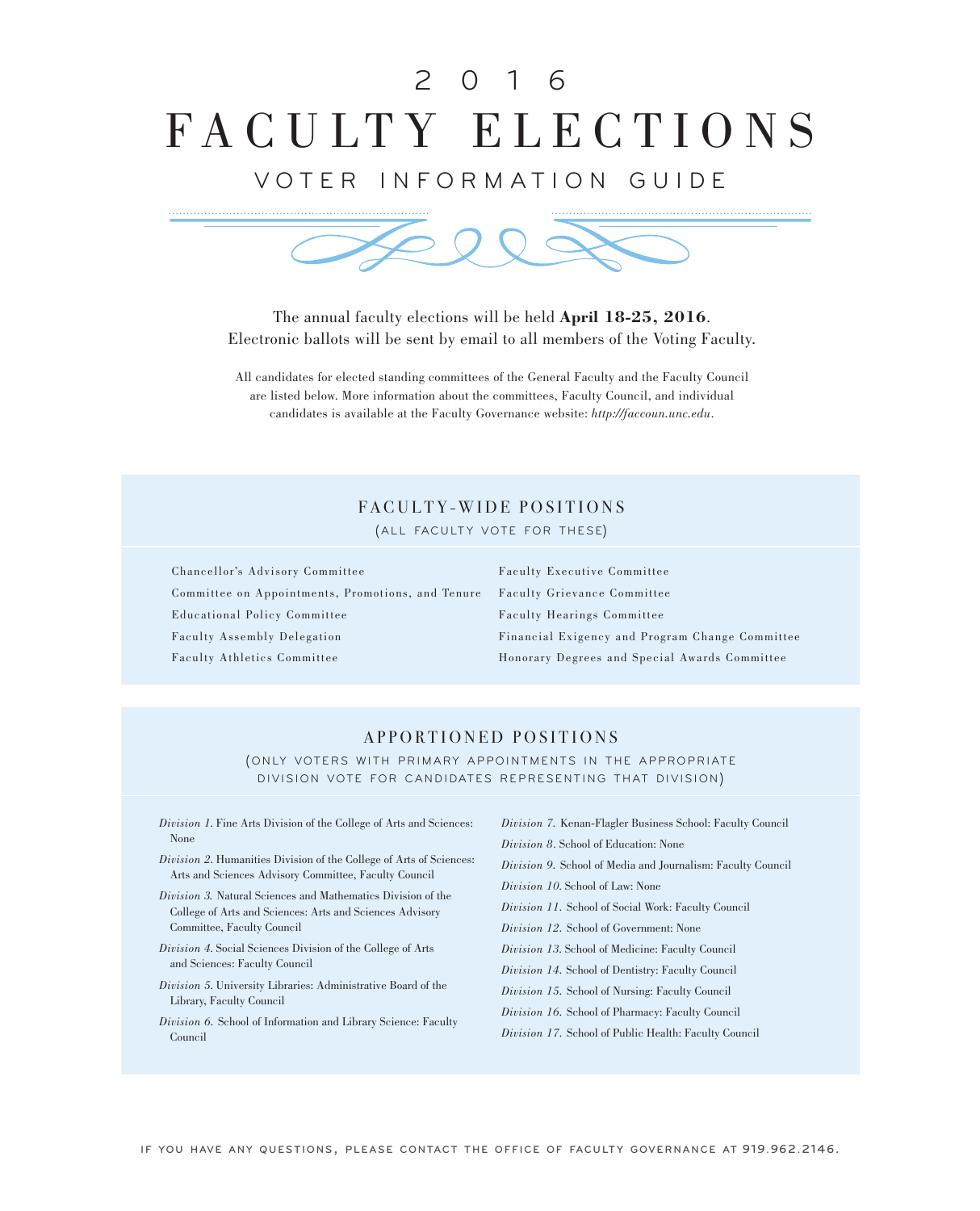# 2016 FACULTY ELECTIONS

## VOTER INFORMATION GUIDE

The annual faculty elections will be held **April 18-25, 2016**.
Electronic ballots will be sent by email to all members of the Voting Faculty.

All candidates for elected standing committees of the General Faculty and the Faculty Council are listed below. More information about the committees, Faculty Council, and individual candidates is available at the Faculty Governance website: *http://faccoun.unc.edu*.

## FACULTY-WIDE POSITIONS

(ALL FACULTY VOTE FOR THESE)

- Chancellor's Advisory Committee
- Committee on Appointments, Promotions, and Tenure
- Educational Policy Committee
- Faculty Assembly Delegation
- Faculty Athletics Committee
- Faculty Executive Committee
- Faculty Grievance Committee
- Faculty Hearings Committee
- Financial Exigency and Program Change Committee
- Honorary Degrees and Special Awards Committee

## APPORTIONED POSITIONS

(ONLY VOTERS WITH PRIMARY APPOINTMENTS IN THE APPROPRIATE DIVISION VOTE FOR CANDIDATES REPRESENTING THAT DIVISION)

- *Division 1.* Fine Arts Division of the College of Arts and Sciences: None
- *Division 2.* Humanities Division of the College of Arts of Sciences: Arts and Sciences Advisory Committee, Faculty Council
- *Division 3.* Natural Sciences and Mathematics Division of the College of Arts and Sciences: Arts and Sciences Advisory Committee, Faculty Council
- *Division 4.* Social Sciences Division of the College of Arts and Sciences: Faculty Council
- *Division 5.* University Libraries: Administrative Board of the Library, Faculty Council
- *Division 6.* School of Information and Library Science: Faculty Council
- *Division 7.* Kenan-Flagler Business School: Faculty Council
- *Division 8.* School of Education: None
- *Division 9.* School of Media and Journalism: Faculty Council
- *Division 10.* School of Law: None
- *Division 11.* School of Social Work: Faculty Council
- *Division 12.* School of Government: None
- *Division 13.* School of Medicine: Faculty Council
- *Division 14.* School of Dentistry: Faculty Council
- *Division 15.* School of Nursing: Faculty Council
- *Division 16.* School of Pharmacy: Faculty Council
- *Division 17.* School of Public Health: Faculty Council

IF YOU HAVE ANY QUESTIONS, PLEASE CONTACT THE OFFICE OF FACULTY GOVERNANCE AT 919.962.2146.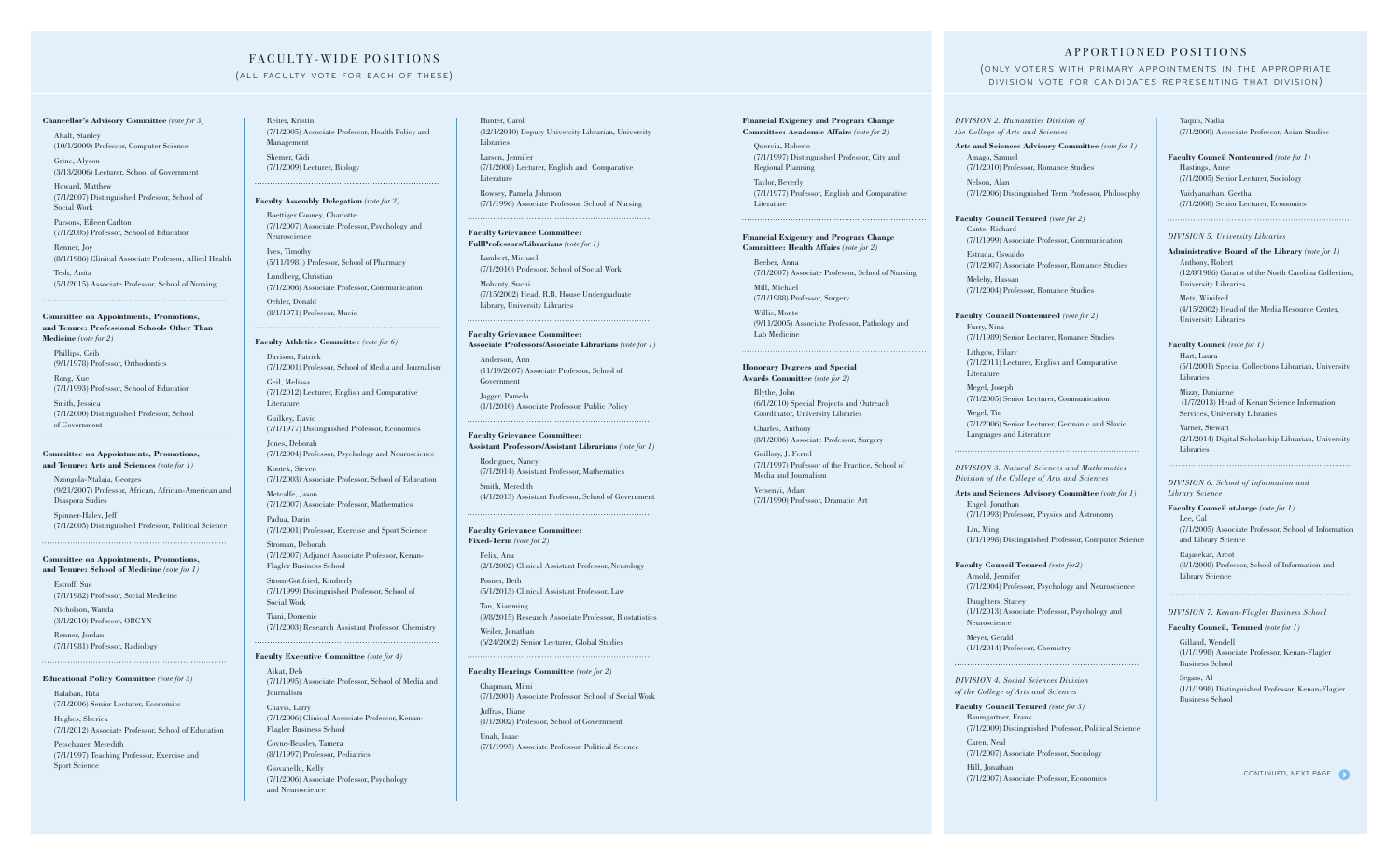# FACULTY-WIDE POSITIONS

(ALL FACULTY VOTE FOR EACH OF THESE)

**Chancellor's Advisory Committee** *(vote for 3)*

Ahalt, Stanley
(10/1/2009) Professor, Computer Science

Grine, Alyson
(3/13/2006) Lecturer, School of Government

Howard, Matthew
(7/1/2007) Distinguished Professor, School of Social Work

Parsons, Eileen Carlton
(7/1/2005) Professor, School of Education

Renner, Joy
(8/1/1986) Clinical Associate Professor, Allied Health

Tesh, Anita
(5/1/2015) Associate Professor, School of Nursing

**Committee on Appointments, Promotions, and Tenure: Professional Schools Other Than Medicine** *(vote for 2)*

Phillips, Ceib
(9/1/1978) Professor, Orthodontics

Rong, Xue
(7/1/1993) Professor, School of Education

Smith, Jessica
(7/1/2000) Distinguished Professor, School of Government

**Committee on Appointments, Promotions, and Tenure: Arts and Sciences** *(vote for 1)*

Nzongola-Ntalaja, Georges
(9/21/2007) Professor, African, African-American and Diaspora Sudies

Spinner-Halev, Jeff
(7/1/2005) Distinguished Professor, Political Science

**Committee on Appointments, Promotions, and Tenure: School of Medicine** *(vote for 1)*

Estroff, Sue
(7/1/1982) Professor, Social Medicine

Nicholson, Wanda
(3/1/2010) Professor, OBGYN

Renner, Jordan
(7/1/1981) Professor, Radiology

**Educational Policy Committee** *(vote for 3)*

Balaban, Rita
(7/1/2006) Senior Lecturer, Economics

Hughes, Sherick
(7/1/2012) Associate Professor, School of Education

Petschauer, Meredith
(7/1/1997) Teaching Professor, Exercise and Sport Science

Reiter, Kristin
(7/1/2005) Associate Professor, Health Policy and Management

Shemer, Gidi
(7/1/2009) Lecturer, Biology

**Faculty Assembly Delegation** *(vote for 2)*

Boettiger Cooney, Charlotte
(7/1/2007) Associate Professor, Psychology and Neuroscience

Ives, Timothy
(5/11/1981) Professor, School of Pharmacy

Lundberg, Christian
(7/1/2006) Associate Professor, Communication

Oehler, Donald
(8/1/1971) Professor, Music

**Faculty Athletics Committee** *(vote for 6)*

Davison, Patrick
(7/1/2001) Professor, School of Media and Journalism

Geil, Melissa
(7/1/2012) Lecturer, English and Comparative Literature

Guilkey, David
(7/1/1977) Distinguished Professor, Economics

Jones, Deborah
(7/1/2004) Professor, Psychology and Neuroscience

Knotek, Steven
(7/1/2003) Associate Professor, School of Education

Metcalfe, Jason
(7/1/2007) Associate Professor, Mathematics

Padua, Darin
(7/1/2001) Professor, Exercise and Sport Science

Stroman, Deborah
(7/1/2007) Adjunct Associate Professor, Kenan-Flagler Business School

Strom-Gottfried, Kimberly
(7/1/1999) Distinguished Professor, School of Social Work

Tiani, Domenic
(7/1/2003) Research Assistant Professor, Chemistry

**Faculty Executive Committee** *(vote for 4)*

Aikat, Deb
(7/1/1995) Associate Professor, School of Media and Journalism

Chavis, Larry
(7/1/2006) Clinical Associate Professor, Kenan-Flagler Business School

Coyne-Beasley, Tamera
(8/1/1997) Professor, Pediatrics

Giovanello, Kelly
(7/1/2006) Associate Professor, Psychology and Neuroscience

Hunter, Carol
(12/1/2010) Deputy University Librarian, University Libraries

Larson, Jennifer
(7/1/2008) Lecturer, English and Comparative Literature

Rowsey, Pamela Johnson
(7/1/1996) Associate Professor, School of Nursing

**Faculty Grievance Committee: FullProfessors/Librarians** *(vote for 1)*

Lambert, Michael
(7/1/2010) Professor, School of Social Work

Mohanty, Suchi
(7/15/2002) Head, R.B. House Undergraduate Library, University Libraries

**Faculty Grievance Committee: Associate Professors/Associate Librarians** *(vote for 1)*

Anderson, Ann
(11/19/2007) Associate Professor, School of Government

Jagger, Pamela
(1/1/2010) Associate Professor, Public Policy

**Faculty Grievance Committee: Assistant Professors/Assistant Librarians** *(vote for 1)*

Rodriguez, Nancy
(7/1/2014) Assistant Professor, Mathematics

Smith, Meredith
(4/1/2013) Assistant Professor, School of Government

**Faculty Grievance Committee: Fixed-Term** *(vote for 2)*

Felix, Ana
(2/1/2002) Clinical Assistant Professor, Neurology

Posner, Beth
(5/1/2013) Clinical Assistant Professor, Law

Tan, Xianming
(9/8/2015) Research Associate Professor, Biostatistics

Weiler, Jonathan
(6/24/2002) Senior Lecturer, Global Studies

**Faculty Hearings Committee** *(vote for 2)*

Chapman, Mimi
(7/1/2001) Associate Professor, School of Social Work

Juffras, Diane
(1/1/2002) Professor, School of Government

Unah, Isaac
(7/1/1995) Associate Professor, Political Science

**Financial Exigency and Program Change Committee: Academic Affairs** *(vote for 2)*

Quercia, Roberto
(7/1/1997) Distinguished Professor, City and Regional Planning

Taylor, Beverly
(7/1/1977) Professor, English and Comparative Literature

**Financial Exigency and Program Change Committee: Health Affairs** *(vote for 2)*

Beeber, Anna
(7/1/2007) Associate Professor, School of Nursing

Mill, Michael
(7/1/1988) Professor, Surgery

Willis, Monte
(9/11/2005) Associate Professor, Pathology and Lab Medicine

**Honorary Degrees and Special Awards Committee** *(vote for 2)*

Blythe, John
(6/1/2010) Special Projects and Outreach Coordinator, University Libraries

Charles, Anthony
(8/1/2006) Associate Professor, Surgery

Guillory, J. Ferrel
(7/1/1997) Professor of the Practice, School of Media and Journalism

Versenyi, Adam
(7/1/1990) Professor, Dramatic Art

# APPORTIONED POSITIONS

(ONLY VOTERS WITH PRIMARY APPOINTMENTS IN THE APPROPRIATE DIVISION VOTE FOR CANDIDATES REPRESENTING THAT DIVISION)

*DIVISION 2. Humanities Division of the College of Arts and Sciences*

**Arts and Sciences Advisory Committee** *(vote for 1)*

Amago, Samuel
(7/1/2010) Professor, Romance Studies

Nelson, Alan
(7/1/2006) Distinguished Term Professor, Philosophy

**Faculty Council Tenured** *(vote for 2)*

Cante, Richard
(7/1/1999) Associate Professor, Communication

Estrada, Oswaldo
(7/1/2007) Associate Professor, Romance Studies

Melehy, Hassan
(7/1/2004) Professor, Romance Studies

**Faculty Council Nontenured** *(vote for 2)*

Furry, Nina
(7/1/1989) Senior Lecturer, Romance Studies

Lithgow, Hilary
(7/1/2011) Lecturer, English and Comparative Literature

Megel, Joseph
(7/1/2005) Senior Lecturer, Communication

Wegel, Tin
(7/1/2006) Senior Lecturer, Germanic and Slavic Languages and Literature

*DIVISION 3. Natural Sciences and Mathematics Division of the College of Arts and Sciences*

**Arts and Sciences Advisory Committee** *(vote for 1)*

Engel, Jonathan
(7/1/1993) Professor, Physics and Astronomy

Lin, Ming
(1/1/1998) Distinguished Professor, Computer Science

**Faculty Council Tenured** *(vote for2)*

Arnold, Jennifer
(7/1/2004) Professor, Psychology and Neuroscience

Daughters, Stacey
(1/1/2013) Associate Professor, Psychology and Neuroscience

Meyer, Gerald
(1/1/2014) Professor, Chemistry

*DIVISION 4. Social Sciences Division of the College of Arts and Sciences*

**Faculty Council Tenured** *(vote for 3)*

Baumgartner, Frank
(7/1/2009) Distinguished Professor, Political Science

Caren, Neal
(7/1/2007) Associate Professor, Sociology

Hill, Jonathan
(7/1/2007) Associate Professor, Economics

Yaqub, Nadia
(7/1/2000) Associate Professor, Asian Studies

**Faculty Council Nontenured** *(vote for 1)*

Hastings, Anne
(7/1/2005) Senior Lecturer, Sociology

Vaidyanathan, Geetha
(7/1/2008) Senior Lecturer, Economics

*DIVISION 5. University Libraries*

**Administrative Board of the Library** *(vote for 1)*

Anthony, Robert
(12/8/1986) Curator of the North Carolina Collection, University Libraries

Metz, Winifred
(4/15/2002) Head of the Media Resource Center, University Libraries

**Faculty Council** *(vote for 1)*

Hart, Laura
(5/1/2001) Special Collections Librarian, University Libraries

Mizzy, Danianne
(1/7/2013) Head of Kenan Science Information Services, University Libraries

Varner, Stewart
(2/1/2014) Digital Scholarship Librarian, University Libraries

*DIVISION 6. School of Information and Library Science*

**Faculty Council at-large** *(vote for 1)*

Lee, Cal
(7/1/2005) Associate Professor, School of Information and Library Science

Rajasekar, Arcot
(8/1/2008) Professor, School of Information and Library Science

*DIVISION 7. Kenan-Flagler Business School*

**Faculty Council, Tenured** *(vote for 1)*

Gilland, Wendell
(1/1/1998) Associate Professor, Kenan-Flagler Business School

Segars, Al
(1/1/1998) Distinguished Professor, Kenan-Flagler Business School

CONTINUED, NEXT PAGE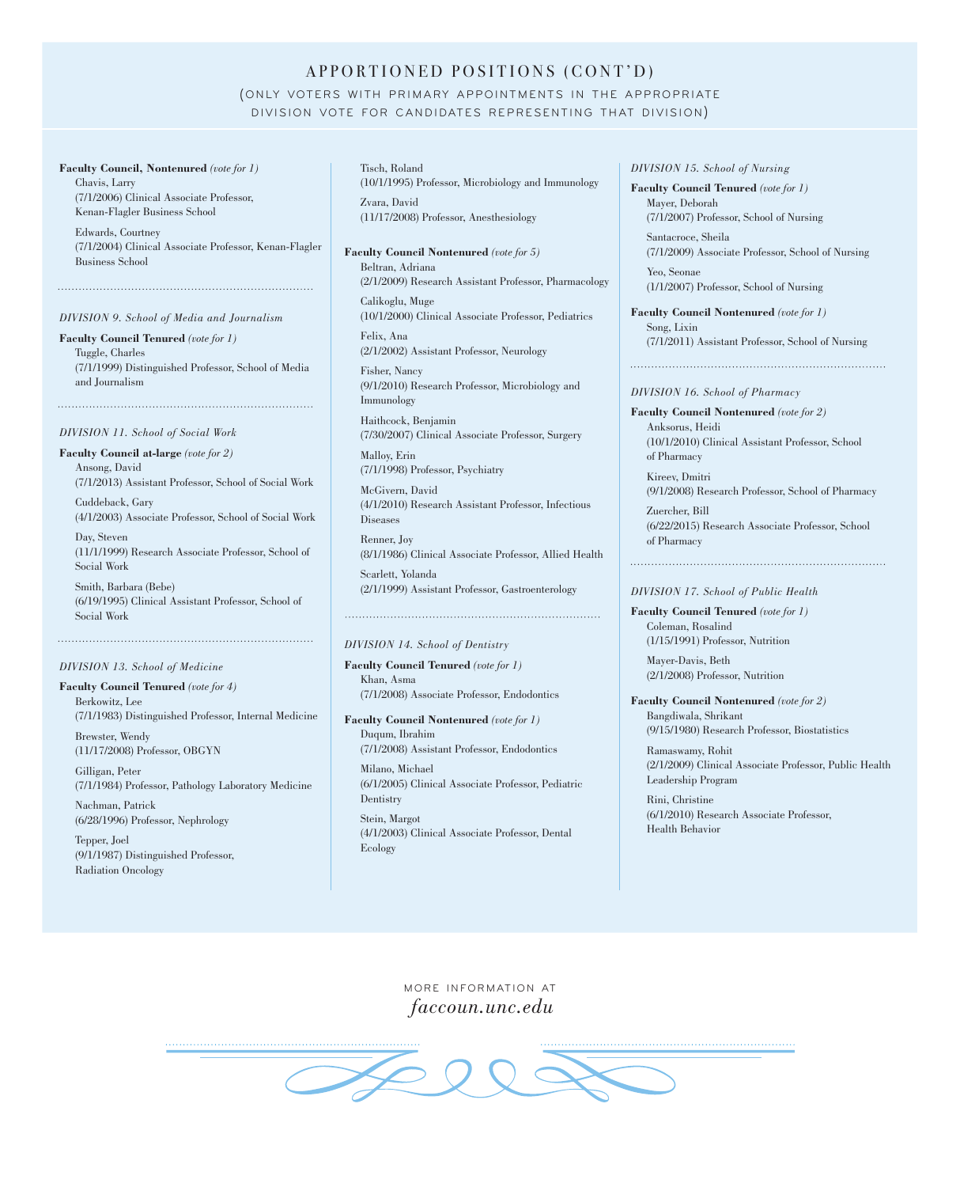# APPORTIONED POSITIONS (CONT'D)

(ONLY VOTERS WITH PRIMARY APPOINTMENTS IN THE APPROPRIATE DIVISION VOTE FOR CANDIDATES REPRESENTING THAT DIVISION)

**Faculty Council, Nontenured** *(vote for 1)*

Chavis, Larry
(7/1/2006) Clinical Associate Professor, Kenan-Flagler Business School

Edwards, Courtney
(7/1/2004) Clinical Associate Professor, Kenan-Flagler Business School

### *DIVISION 9. School of Media and Journalism*

**Faculty Council Tenured** *(vote for 1)*

Tuggle, Charles
(7/1/1999) Distinguished Professor, School of Media and Journalism

### *DIVISION 11. School of Social Work*

**Faculty Council at-large** *(vote for 2)*

Ansong, David
(7/1/2013) Assistant Professor, School of Social Work

Cuddeback, Gary
(4/1/2003) Associate Professor, School of Social Work

Day, Steven
(11/1/1999) Research Associate Professor, School of Social Work

Smith, Barbara (Bebe)
(6/19/1995) Clinical Assistant Professor, School of Social Work

### *DIVISION 13. School of Medicine*

**Faculty Council Tenured** *(vote for 4)*

Berkowitz, Lee
(7/1/1983) Distinguished Professor, Internal Medicine

Brewster, Wendy
(11/17/2008) Professor, OBGYN

Gilligan, Peter
(7/1/1984) Professor, Pathology Laboratory Medicine

Nachman, Patrick
(6/28/1996) Professor, Nephrology

Tepper, Joel
(9/1/1987) Distinguished Professor, Radiation Oncology

Tisch, Roland
(10/1/1995) Professor, Microbiology and Immunology

Zvara, David
(11/17/2008) Professor, Anesthesiology

**Faculty Council Nontenured** *(vote for 5)*

Beltran, Adriana
(2/1/2009) Research Assistant Professor, Pharmacology

Calikoglu, Muge
(10/1/2000) Clinical Associate Professor, Pediatrics

Felix, Ana
(2/1/2002) Assistant Professor, Neurology

Fisher, Nancy
(9/1/2010) Research Professor, Microbiology and Immunology

Haithcock, Benjamin
(7/30/2007) Clinical Associate Professor, Surgery

Malloy, Erin
(7/1/1998) Professor, Psychiatry

McGivern, David
(4/1/2010) Research Assistant Professor, Infectious Diseases

Renner, Joy
(8/1/1986) Clinical Associate Professor, Allied Health

Scarlett, Yolanda
(2/1/1999) Assistant Professor, Gastroenterology

### *DIVISION 14. School of Dentistry*

**Faculty Council Tenured** *(vote for 1)*

Khan, Asma
(7/1/2008) Associate Professor, Endodontics

**Faculty Council Nontenured** *(vote for 1)*

Duqum, Ibrahim
(7/1/2008) Assistant Professor, Endodontics

Milano, Michael
(6/1/2005) Clinical Associate Professor, Pediatric Dentistry

Stein, Margot
(4/1/2003) Clinical Associate Professor, Dental Ecology

### *DIVISION 15. School of Nursing*

**Faculty Council Tenured** *(vote for 1)*

Mayer, Deborah
(7/1/2007) Professor, School of Nursing

Santacroce, Sheila
(7/1/2009) Associate Professor, School of Nursing

Yeo, Seonae
(1/1/2007) Professor, School of Nursing

**Faculty Council Nontenured** *(vote for 1)*

Song, Lixin
(7/1/2011) Assistant Professor, School of Nursing

### *DIVISION 16. School of Pharmacy*

**Faculty Council Nontenured** *(vote for 2)*

Anksorus, Heidi
(10/1/2010) Clinical Assistant Professor, School of Pharmacy

Kireev, Dmitri
(9/1/2008) Research Professor, School of Pharmacy

Zuercher, Bill
(6/22/2015) Research Associate Professor, School of Pharmacy

### *DIVISION 17. School of Public Health*

**Faculty Council Tenured** *(vote for 1)*

Coleman, Rosalind
(1/15/1991) Professor, Nutrition

Mayer-Davis, Beth
(2/1/2008) Professor, Nutrition

**Faculty Council Nontenured** *(vote for 2)*

Bangdiwala, Shrikant
(9/15/1980) Research Professor, Biostatistics

Ramaswamy, Rohit
(2/1/2009) Clinical Associate Professor, Public Health Leadership Program

Rini, Christine
(6/1/2010) Research Associate Professor, Health Behavior

MORE INFORMATION AT
*faccoun.unc.edu*